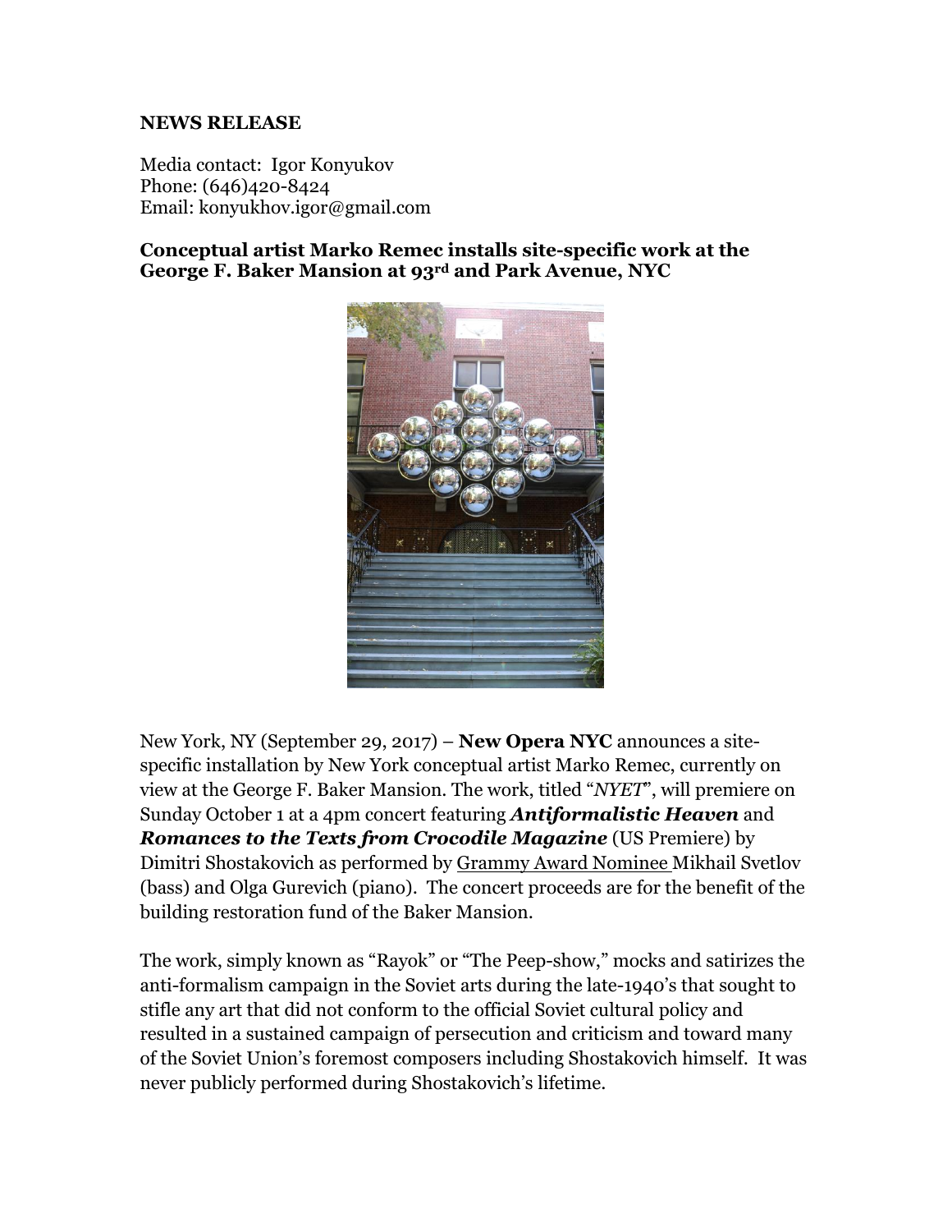**NEWS RELEASE**

Media contact: Igor Konyukov
Phone: (646)420-8424
Email: konyukhov.igor@gmail.com

**Conceptual artist Marko Remec installs site-specific work at the George F. Baker Mansion at 93rd and Park Avenue, NYC**

New York, NY (September 29, 2017) – **New Opera NYC** announces a site-specific installation by New York conceptual artist Marko Remec, currently on view at the George F. Baker Mansion. The work, titled "*NYET*", will premiere on Sunday October 1 at a 4pm concert featuring ***Antiformalistic Heaven*** and ***Romances to the Texts from Crocodile Magazine*** (US Premiere) by Dimitri Shostakovich as performed by Grammy Award Nominee Mikhail Svetlov (bass) and Olga Gurevich (piano). The concert proceeds are for the benefit of the building restoration fund of the Baker Mansion.

The work, simply known as "Rayok" or "The Peep-show," mocks and satirizes the anti-formalism campaign in the Soviet arts during the late-1940's that sought to stifle any art that did not conform to the official Soviet cultural policy and resulted in a sustained campaign of persecution and criticism and toward many of the Soviet Union's foremost composers including Shostakovich himself. It was never publicly performed during Shostakovich's lifetime.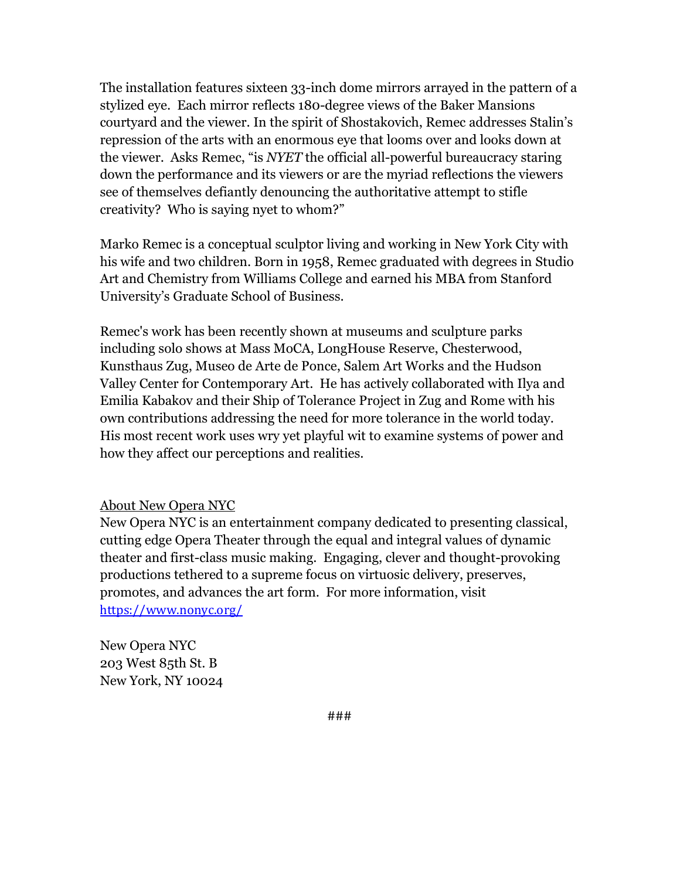The installation features sixteen 33-inch dome mirrors arrayed in the pattern of a stylized eye. Each mirror reflects 180-degree views of the Baker Mansions courtyard and the viewer. In the spirit of Shostakovich, Remec addresses Stalin's repression of the arts with an enormous eye that looms over and looks down at the viewer. Asks Remec, "is *NYET* the official all-powerful bureaucracy staring down the performance and its viewers or are the myriad reflections the viewers see of themselves defiantly denouncing the authoritative attempt to stifle creativity? Who is saying nyet to whom?"

Marko Remec is a conceptual sculptor living and working in New York City with his wife and two children. Born in 1958, Remec graduated with degrees in Studio Art and Chemistry from Williams College and earned his MBA from Stanford University's Graduate School of Business.

Remec's work has been recently shown at museums and sculpture parks including solo shows at Mass MoCA, LongHouse Reserve, Chesterwood, Kunsthaus Zug, Museo de Arte de Ponce, Salem Art Works and the Hudson Valley Center for Contemporary Art. He has actively collaborated with Ilya and Emilia Kabakov and their Ship of Tolerance Project in Zug and Rome with his own contributions addressing the need for more tolerance in the world today. His most recent work uses wry yet playful wit to examine systems of power and how they affect our perceptions and realities.

<u>About New Opera NYC</u>

New Opera NYC is an entertainment company dedicated to presenting classical, cutting edge Opera Theater through the equal and integral values of dynamic theater and first-class music making. Engaging, clever and thought-provoking productions tethered to a supreme focus on virtuosic delivery, preserves, promotes, and advances the art form. For more information, visit https://www.nonyc.org/

New Opera NYC
203 West 85th St. B
New York, NY 10024

###